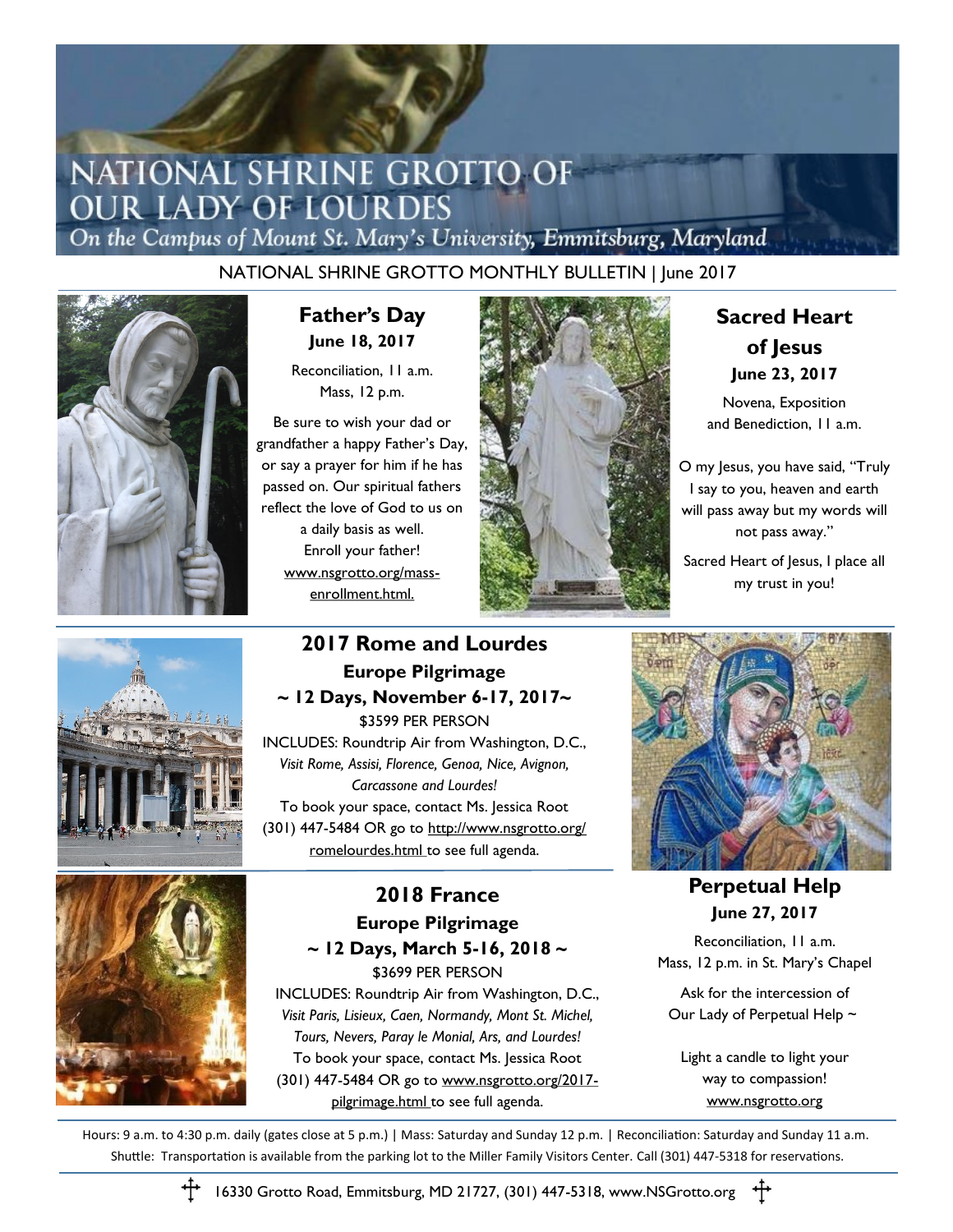# NATIONAL SHRINE GROTTO OF OUR LADY OF LOURDES

*On the Campus of Mount St. Mary's University, Emmitsburg, Maryland*

NATIONAL SHRINE GROTTO MONTHLY BULLETIN | June 2017

## Father's Day

**June 18, 2017**

Reconciliation, 11 a.m.
Mass, 12 p.m.

Be sure to wish your dad or grandfather a happy Father's Day, or say a prayer for him if he has passed on. Our spiritual fathers reflect the love of God to us on a daily basis as well.
Enroll your father!
www.nsgrotto.org/mass-enrollment.html.

## Sacred Heart of Jesus

**June 23, 2017**

Novena, Exposition and Benediction, 11 a.m.

O my Jesus, you have said, "Truly I say to you, heaven and earth will pass away but my words will not pass away."

Sacred Heart of Jesus, I place all my trust in you!

## 2017 Rome and Lourdes

### Europe Pilgrimage

### ~ 12 Days, November 6-17, 2017~

$3599 PER PERSON

INCLUDES: Roundtrip Air from Washington, D.C., *Visit Rome, Assisi, Florence, Genoa, Nice, Avignon, Carcassone and Lourdes!*

To book your space, contact Ms. Jessica Root (301) 447-5484 OR go to http://www.nsgrotto.org/romelourdes.html to see full agenda.

## 2018 France

### Europe Pilgrimage

### ~ 12 Days, March 5-16, 2018 ~

$3699 PER PERSON

INCLUDES: Roundtrip Air from Washington, D.C., *Visit Paris, Lisieux, Caen, Normandy, Mont St. Michel, Tours, Nevers, Paray le Monial, Ars, and Lourdes!*

To book your space, contact Ms. Jessica Root (301) 447-5484 OR go to www.nsgrotto.org/2017-pilgrimage.html to see full agenda.

## Perpetual Help

**June 27, 2017**

Reconciliation, 11 a.m.
Mass, 12 p.m. in St. Mary's Chapel

Ask for the intercession of Our Lady of Perpetual Help ~

Light a candle to light your way to compassion!
www.nsgrotto.org

Hours: 9 a.m. to 4:30 p.m. daily (gates close at 5 p.m.) | Mass: Saturday and Sunday 12 p.m. | Reconciliation: Saturday and Sunday 11 a.m.
Shuttle: Transportation is available from the parking lot to the Miller Family Visitors Center. Call (301) 447-5318 for reservations.

16330 Grotto Road, Emmitsburg, MD 21727, (301) 447-5318, www.NSGrotto.org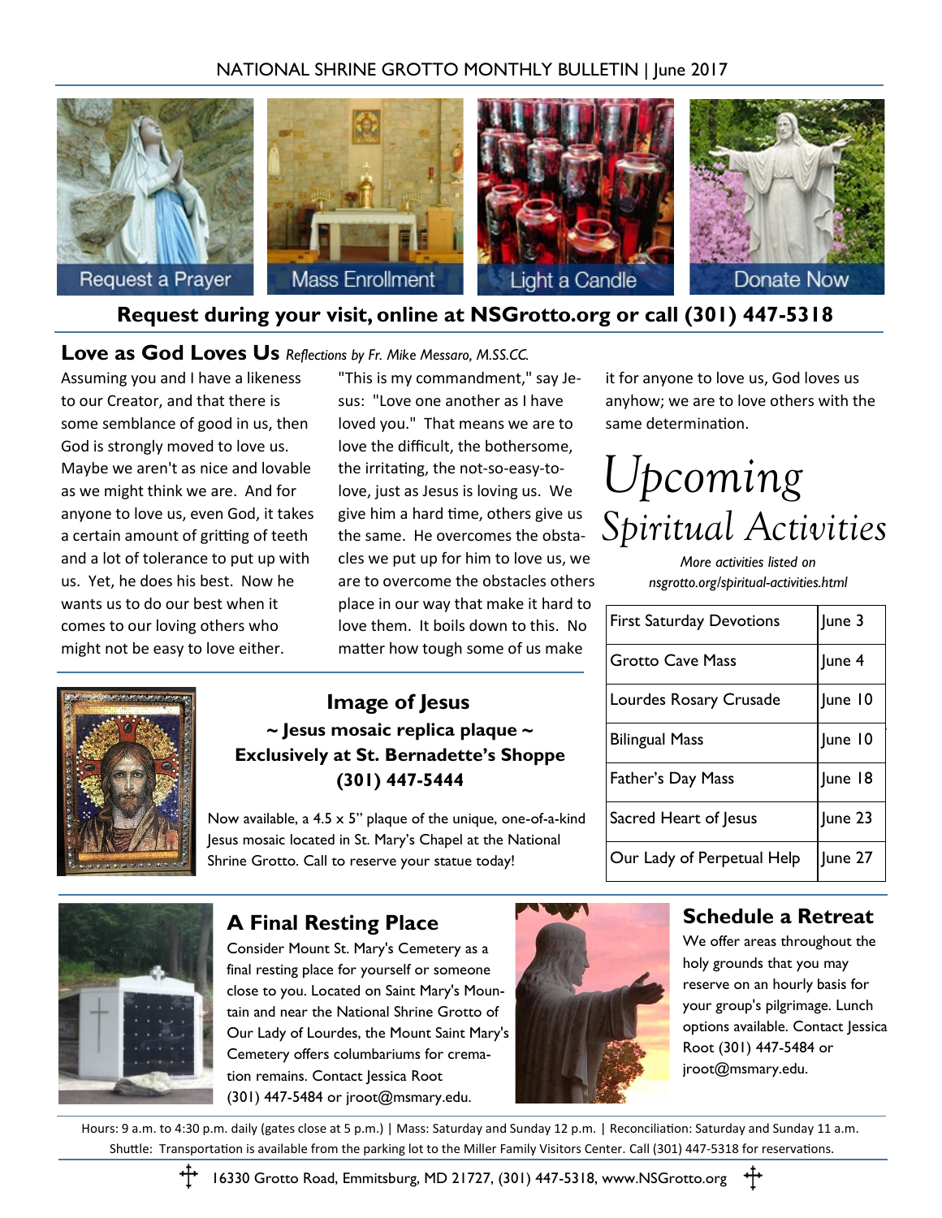NATIONAL SHRINE GROTTO MONTHLY BULLETIN | June 2017

Request a Prayer

Mass Enrollment

Light a Candle

Donate Now

**Request during your visit, online at NSGrotto.org or call (301) 447-5318**

## Love as God Loves Us *Reflections by Fr. Mike Messaro, M.SS.CC.*

Assuming you and I have a likeness to our Creator, and that there is some semblance of good in us, then God is strongly moved to love us. Maybe we aren't as nice and lovable as we might think we are. And for anyone to love us, even God, it takes a certain amount of gritting of teeth and a lot of tolerance to put up with us. Yet, he does his best. Now he wants us to do our best when it comes to our loving others who might not be easy to love either.

"This is my commandment," say Jesus: "Love one another as I have loved you." That means we are to love the difficult, the bothersome, the irritating, the not-so-easy-to-love, just as Jesus is loving us. We give him a hard time, others give us the same. He overcomes the obstacles we put up for him to love us, we are to overcome the obstacles others place in our way that make it hard to love them. It boils down to this. No matter how tough some of us make it for anyone to love us, God loves us anyhow; we are to love others with the same determination.

## Upcoming Spiritual Activities

*More activities listed on nsgrotto.org/spiritual-activities.html*

| | |
|---|---|
| First Saturday Devotions | June 3 |
| Grotto Cave Mass | June 4 |
| Lourdes Rosary Crusade | June 10 |
| Bilingual Mass | June 10 |
| Father's Day Mass | June 18 |
| Sacred Heart of Jesus | June 23 |
| Our Lady of Perpetual Help | June 27 |

## Image of Jesus

**~ Jesus mosaic replica plaque ~**
**Exclusively at St. Bernadette's Shoppe**
**(301) 447-5444**

Now available, a 4.5 x 5" plaque of the unique, one-of-a-kind Jesus mosaic located in St. Mary's Chapel at the National Shrine Grotto. Call to reserve your statue today!

## A Final Resting Place

Consider Mount St. Mary's Cemetery as a final resting place for yourself or someone close to you. Located on Saint Mary's Mountain and near the National Shrine Grotto of Our Lady of Lourdes, the Mount Saint Mary's Cemetery offers columbariums for cremation remains. Contact Jessica Root (301) 447-5484 or jroot@msmary.edu.

## Schedule a Retreat

We offer areas throughout the holy grounds that you may reserve on an hourly basis for your group's pilgrimage. Lunch options available. Contact Jessica Root (301) 447-5484 or jroot@msmary.edu.

Hours: 9 a.m. to 4:30 p.m. daily (gates close at 5 p.m.) | Mass: Saturday and Sunday 12 p.m. | Reconciliation: Saturday and Sunday 11 a.m.
Shuttle: Transportation is available from the parking lot to the Miller Family Visitors Center. Call (301) 447-5318 for reservations.

16330 Grotto Road, Emmitsburg, MD 21727, (301) 447-5318, www.NSGrotto.org